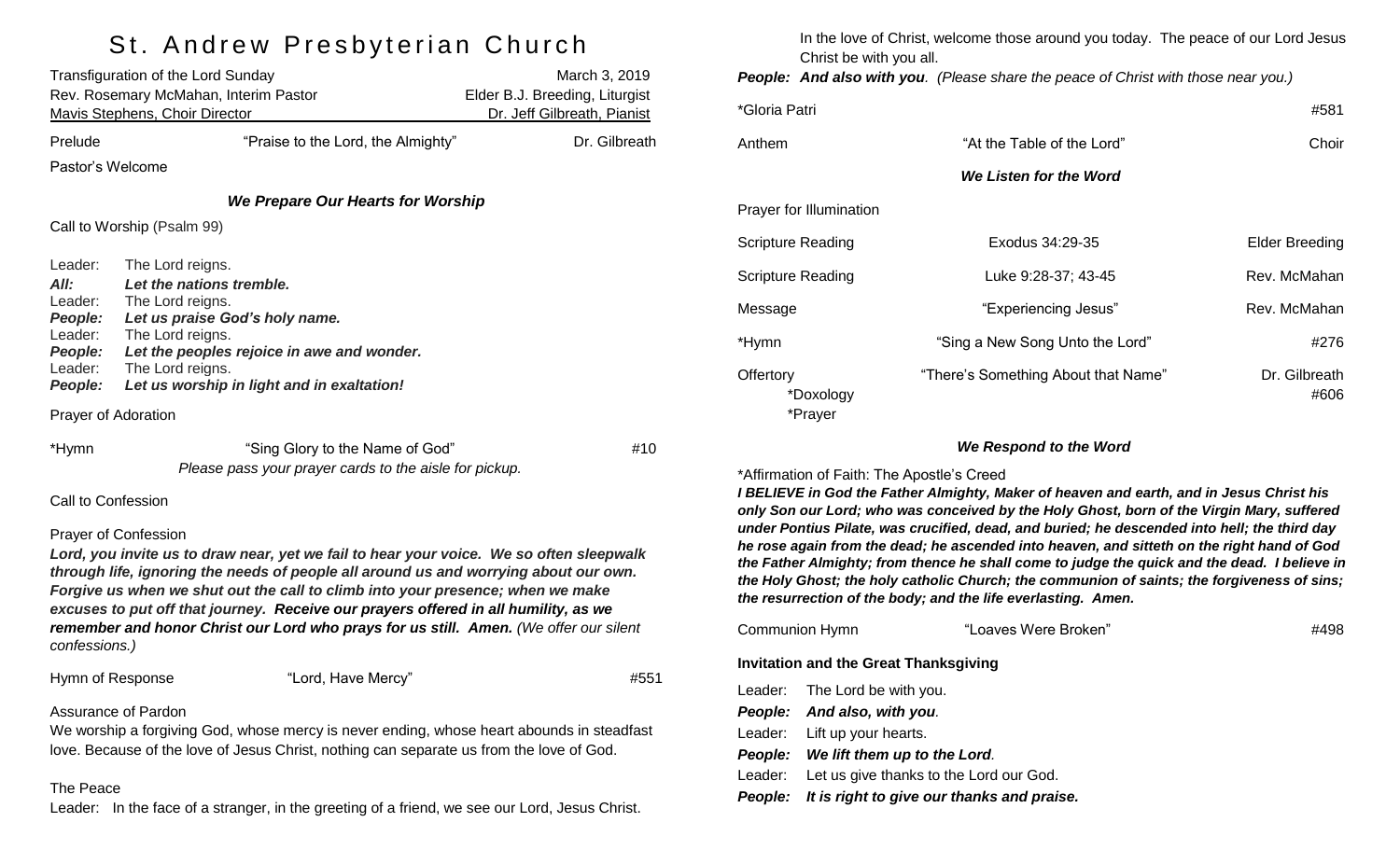# St. Andrew Presbyterian Church

Transfiguration of the Lord Sunday — March 3, 2019
Rev. Rosemary McMahan, Interim Pastor — Elder B.J. Breeding, Liturgist
Mavis Stephens, Choir Director — Dr. Jeff Gilbreath, Pianist

Prelude — "Praise to the Lord, the Almighty" — Dr. Gilbreath

Pastor's Welcome

### *We Prepare Our Hearts for Worship*

Call to Worship (Psalm 99)

Leader: The Lord reigns.
***All: Let the nations tremble.***
Leader: The Lord reigns.
***People: Let us praise God's holy name.***
Leader: The Lord reigns.
***People: Let the peoples rejoice in awe and wonder.***
Leader: The Lord reigns.
***People: Let us worship in light and in exaltation!***

Prayer of Adoration

*Hymn — "Sing Glory to the Name of God" — #10
*Please pass your prayer cards to the aisle for pickup.*

Call to Confession

Prayer of Confession
***Lord, you invite us to draw near, yet we fail to hear your voice. We so often sleepwalk through life, ignoring the needs of people all around us and worrying about our own. Forgive us when we shut out the call to climb into your presence; when we make excuses to put off that journey. Receive our prayers offered in all humility, as we remember and honor Christ our Lord who prays for us still. Amen.*** *(We offer our silent confessions.)*

Hymn of Response — "Lord, Have Mercy" — #551

Assurance of Pardon
We worship a forgiving God, whose mercy is never ending, whose heart abounds in steadfast love. Because of the love of Jesus Christ, nothing can separate us from the love of God.

The Peace
Leader: In the face of a stranger, in the greeting of a friend, we see our Lord, Jesus Christ. In the love of Christ, welcome those around you today. The peace of our Lord Jesus Christ be with you all.
***People: And also with you.*** *(Please share the peace of Christ with those near you.)*

*Gloria Patri — #581

Anthem — "At the Table of the Lord" — Choir

### *We Listen for the Word*

Prayer for Illumination

Scripture Reading — Exodus 34:29-35 — Elder Breeding

Scripture Reading — Luke 9:28-37; 43-45 — Rev. McMahan

Message — "Experiencing Jesus" — Rev. McMahan

*Hymn — "Sing a New Song Unto the Lord" — #276

Offertory — "There's Something About that Name" — Dr. Gilbreath
*Doxology — #606
*Prayer

### *We Respond to the Word*

*Affirmation of Faith: The Apostle's Creed
***I BELIEVE in God the Father Almighty, Maker of heaven and earth, and in Jesus Christ his only Son our Lord; who was conceived by the Holy Ghost, born of the Virgin Mary, suffered under Pontius Pilate, was crucified, dead, and buried; he descended into hell; the third day he rose again from the dead; he ascended into heaven, and sitteth on the right hand of God the Father Almighty; from thence he shall come to judge the quick and the dead. I believe in the Holy Ghost; the holy catholic Church; the communion of saints; the forgiveness of sins; the resurrection of the body; and the life everlasting. Amen.***

Communion Hymn — "Loaves Were Broken" — #498

**Invitation and the Great Thanksgiving**

Leader: The Lord be with you.
***People: And also, with you.***
Leader: Lift up your hearts.
***People: We lift them up to the Lord.***
Leader: Let us give thanks to the Lord our God.
***People: It is right to give our thanks and praise.***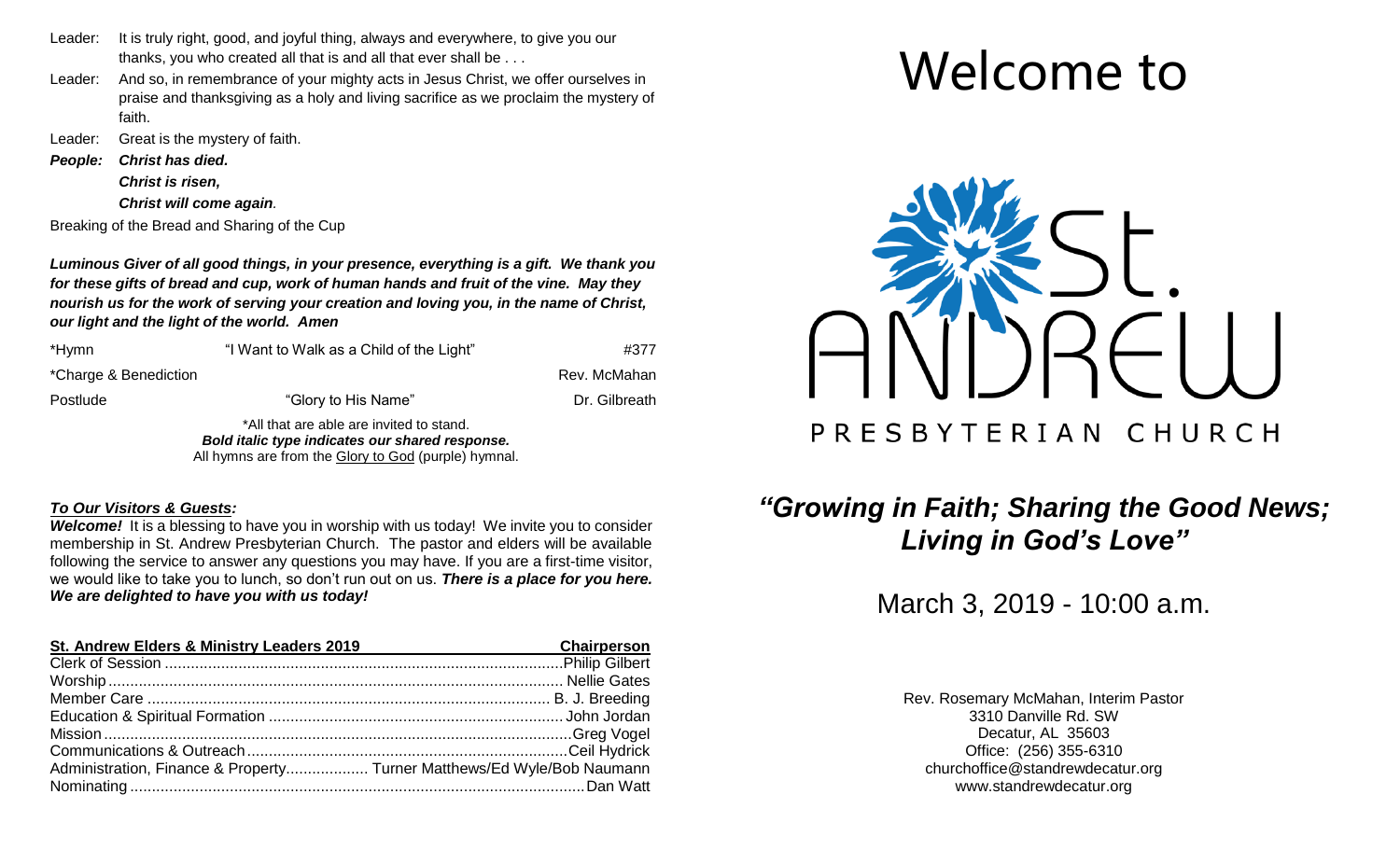Leader: It is truly right, good, and joyful thing, always and everywhere, to give you our thanks, you who created all that is and all that ever shall be . . .

Leader: And so, in remembrance of your mighty acts in Jesus Christ, we offer ourselves in praise and thanksgiving as a holy and living sacrifice as we proclaim the mystery of faith.

Leader: Great is the mystery of faith.

***People: Christ has died.***
***Christ is risen,***
***Christ will come again.***

Breaking of the Bread and Sharing of the Cup

***Luminous Giver of all good things, in your presence, everything is a gift. We thank you for these gifts of bread and cup, work of human hands and fruit of the vine. May they nourish us for the work of serving your creation and loving you, in the name of Christ, our light and the light of the world. Amen***

| | | |
|---|---|---|
| *Hymn | "I Want to Walk as a Child of the Light" | #377 |
| *Charge & Benediction | | Rev. McMahan |
| Postlude | "Glory to His Name" | Dr. Gilbreath |

*All that are able are invited to stand.
***Bold italic type indicates our shared response.***
All hymns are from the Glory to God (purple) hymnal.

***To Our Visitors & Guests:***

***Welcome!*** It is a blessing to have you in worship with us today! We invite you to consider membership in St. Andrew Presbyterian Church. The pastor and elders will be available following the service to answer any questions you may have. If you are a first-time visitor, we would like to take you to lunch, so don't run out on us. ***There is a place for you here. We are delighted to have you with us today!***

| St. Andrew Elders & Ministry Leaders 2019 | Chairperson |
|---|---|
| Clerk of Session | Philip Gilbert |
| Worship | Nellie Gates |
| Member Care | B. J. Breeding |
| Education & Spiritual Formation | John Jordan |
| Mission | Greg Vogel |
| Communications & Outreach | Ceil Hydrick |
| Administration, Finance & Property | Turner Matthews/Ed Wyle/Bob Naumann |
| Nominating | Dan Watt |

# Welcome to

# St. Andrew
## PRESBYTERIAN CHURCH

## *"Growing in Faith; Sharing the Good News; Living in God's Love"*

March 3, 2019 - 10:00 a.m.

Rev. Rosemary McMahan, Interim Pastor
3310 Danville Rd. SW
Decatur, AL 35603
Office: (256) 355-6310
churchoffice@standrewdecatur.org
www.standrewdecatur.org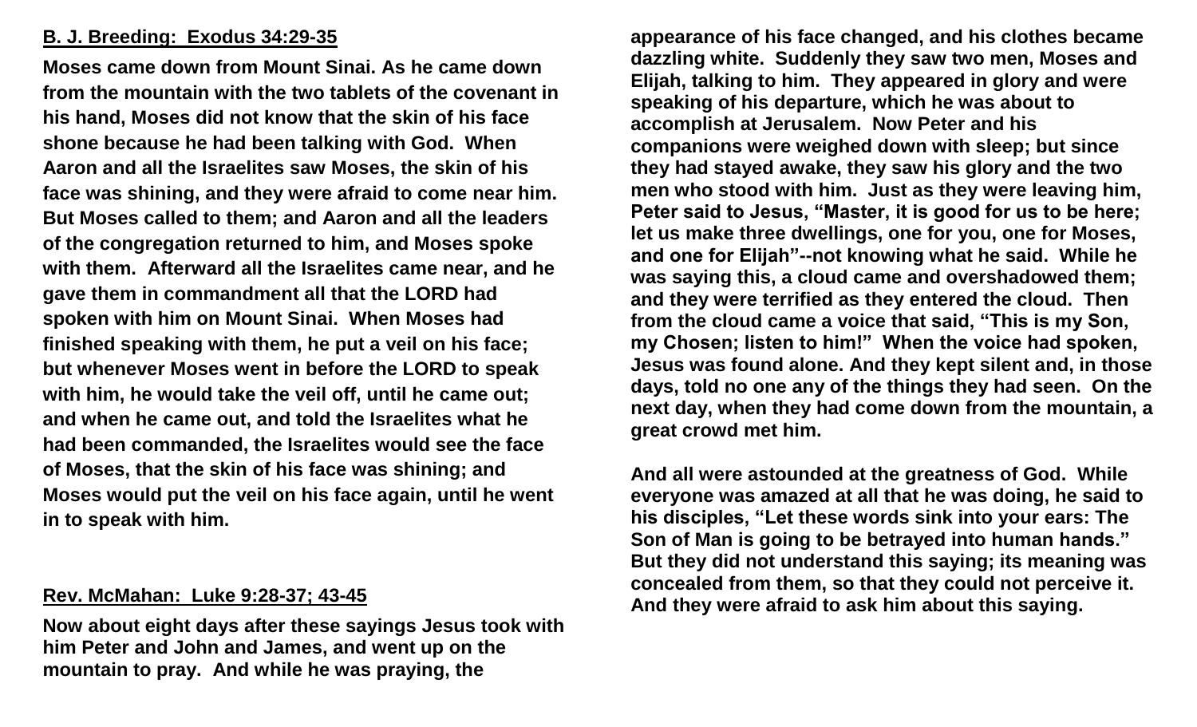**B. J. Breeding: Exodus 34:29-35**

**Moses came down from Mount Sinai. As he came down from the mountain with the two tablets of the covenant in his hand, Moses did not know that the skin of his face shone because he had been talking with God. When Aaron and all the Israelites saw Moses, the skin of his face was shining, and they were afraid to come near him. But Moses called to them; and Aaron and all the leaders of the congregation returned to him, and Moses spoke with them. Afterward all the Israelites came near, and he gave them in commandment all that the LORD had spoken with him on Mount Sinai. When Moses had finished speaking with them, he put a veil on his face; but whenever Moses went in before the LORD to speak with him, he would take the veil off, until he came out; and when he came out, and told the Israelites what he had been commanded, the Israelites would see the face of Moses, that the skin of his face was shining; and Moses would put the veil on his face again, until he went in to speak with him.**

**Rev. McMahan: Luke 9:28-37; 43-45**

**Now about eight days after these sayings Jesus took with him Peter and John and James, and went up on the mountain to pray. And while he was praying, the appearance of his face changed, and his clothes became dazzling white. Suddenly they saw two men, Moses and Elijah, talking to him. They appeared in glory and were speaking of his departure, which he was about to accomplish at Jerusalem. Now Peter and his companions were weighed down with sleep; but since they had stayed awake, they saw his glory and the two men who stood with him. Just as they were leaving him, Peter said to Jesus, "Master, it is good for us to be here; let us make three dwellings, one for you, one for Moses, and one for Elijah"--not knowing what he said. While he was saying this, a cloud came and overshadowed them; and they were terrified as they entered the cloud. Then from the cloud came a voice that said, "This is my Son, my Chosen; listen to him!" When the voice had spoken, Jesus was found alone. And they kept silent and, in those days, told no one any of the things they had seen. On the next day, when they had come down from the mountain, a great crowd met him.**

**And all were astounded at the greatness of God. While everyone was amazed at all that he was doing, he said to his disciples, "Let these words sink into your ears: The Son of Man is going to be betrayed into human hands." But they did not understand this saying; its meaning was concealed from them, so that they could not perceive it. And they were afraid to ask him about this saying.**